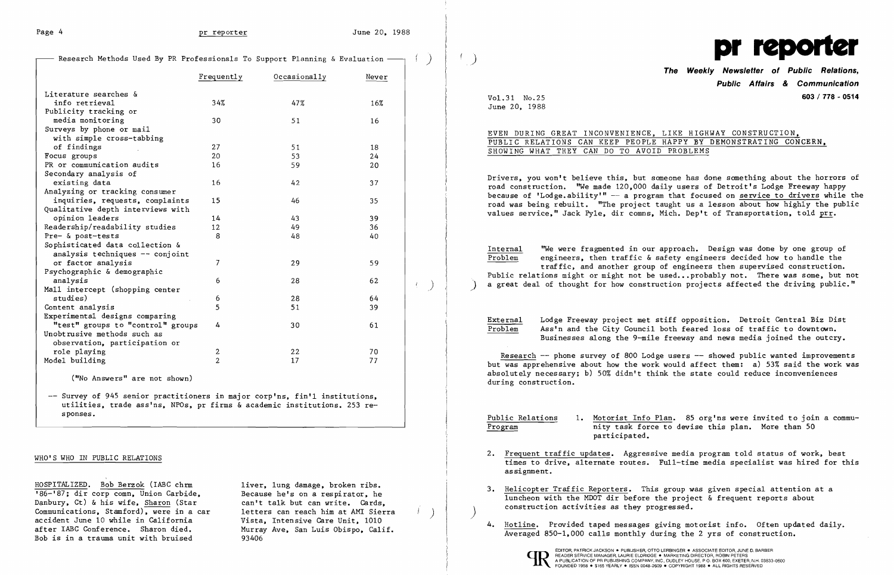## Research Methods Used By PR Professionals To Support Planning & Evaluation

| | Frequently | Occasionally | Never |
|---|---|---|---|
| Literature searches & info retrieval | 34% | 47% | 16% |
| Publicity tracking or media monitoring | 30 | 51 | 16 |
| Surveys by phone or mail with simple cross-tabbing of findings | 27 | 51 | 18 |
| Focus groups | 20 | 53 | 24 |
| PR or communication audits | 16 | 59 | 20 |
| Secondary analysis of existing data | 16 | 42 | 37 |
| Analyzing or tracking consumer inquiries, requests, complaints | 15 | 46 | 35 |
| Qualitative depth interviews with opinion leaders | 14 | 43 | 39 |
| Readership/readability studies | 12 | 49 | 36 |
| Pre- & post-tests | 8 | 48 | 40 |
| Sophisticated data collection & analysis techniques -- conjoint or factor analysis | 7 | 29 | 59 |
| Psychographic & demographic analysis | 6 | 28 | 62 |
| Mall intercept (shopping center studies) | 6 | 28 | 64 |
| Content analysis | 5 | 51 | 39 |
| Experimental designs comparing "test" groups to "control" groups | 4 | 30 | 61 |
| Unobtrusive methods such as observation, participation or role playing | 2 | 22 | 70 |
| Model building | 2 | 17 | 77 |

("No Answers" are not shown)

-- Survey of 945 senior practitioners in major corp'ns, fin'l institutions, utilities, trade ass'ns, NPOs, pr firms & academic institutions. 253 responses.

## WHO'S WHO IN PUBLIC RELATIONS

HOSPITALIZED. Bob Berzok (IABC chrm '86-'87; dir corp comn, Union Carbide, Danbury, Ct) & his wife, Sharon (Star Communications, Stamford), were in a car accident June 10 while in California after IABC Conference. Sharon died. Bob is in a trauma unit with bruised liver, lung damage, broken ribs. Because he's on a respirator, he can't talk but can write. Cards, letters can reach him at AMI Sierra Vista, Intensive Care Unit, 1010 Murray Ave, San Luis Obispo, Calif. 93406

# pr reporter

**The Weekly Newsletter of Public Relations, Public Affairs & Communication**

**603 / 778 - 0514**

Vol.31 No.25
June 20, 1988

## EVEN DURING GREAT INCONVENIENCE, LIKE HIGHWAY CONSTRUCTION, PUBLIC RELATIONS CAN KEEP PEOPLE HAPPY BY DEMONSTRATING CONCERN, SHOWING WHAT THEY CAN DO TO AVOID PROBLEMS

Drivers, you won't believe this, but someone has done something about the horrors of road construction. "We made 120,000 daily users of Detroit's Lodge Freeway happy because of 'Lodge.ability'" -- a program that focused on service to drivers while the road was being rebuilt. "The project taught us a lesson about how highly the public values service," Jack Pyle, dir comns, Mich. Dep't of Transportation, told prr.

**Internal Problem** "We were fragmented in our approach. Design was done by one group of engineers, then traffic & safety engineers decided how to handle the traffic, and another group of engineers then supervised construction. Public relations might or might not be used...probably not. There was some, but not a great deal of thought for how construction projects affected the driving public."

**External Problem** Lodge Freeway project met stiff opposition. Detroit Central Biz Dist Ass'n and the City Council both feared loss of traffic to downtown. Businesses along the 9-mile freeway and news media joined the outcry.

Research -- phone survey of 800 Lodge users -- showed public wanted improvements but was apprehensive about how the work would affect them: a) 53% said the work was absolutely necessary; b) 50% didn't think the state could reduce inconveniences during construction.

**Public Relations Program**

1. Motorist Info Plan. 85 org'ns were invited to join a community task force to devise this plan. More than 50 participated.

2. Frequent traffic updates. Aggressive media program told status of work, best times to drive, alternate routes. Full-time media specialist was hired for this assignment.

3. Helicopter Traffic Reporters. This group was given special attention at a luncheon with the MDOT dir before the project & frequent reports about construction activities as they progressed.

4. Hotline. Provided taped messages giving motorist info. Often updated daily. Averaged 850-1,000 calls monthly during the 2 yrs of construction.

EDITOR, PATRICK JACKSON • PUBLISHER, OTTO LERBINGER • ASSOCIATE EDITOR, JUNE D. BARBER
READER SERVICE MANAGER, LAURIE ELDRIDGE • MARKETING DIRECTOR, ROBIN PETERS
A PUBLICATION OF PR PUBLISHING COMPANY, INC., DUDLEY HOUSE, P.O. BOX 600, EXETER, N.H. 03833-0600
FOUNDED 1958 • $165 YEARLY • ISSN 0048-2609 • COPYRIGHT 1988 • ALL RIGHTS RESERVED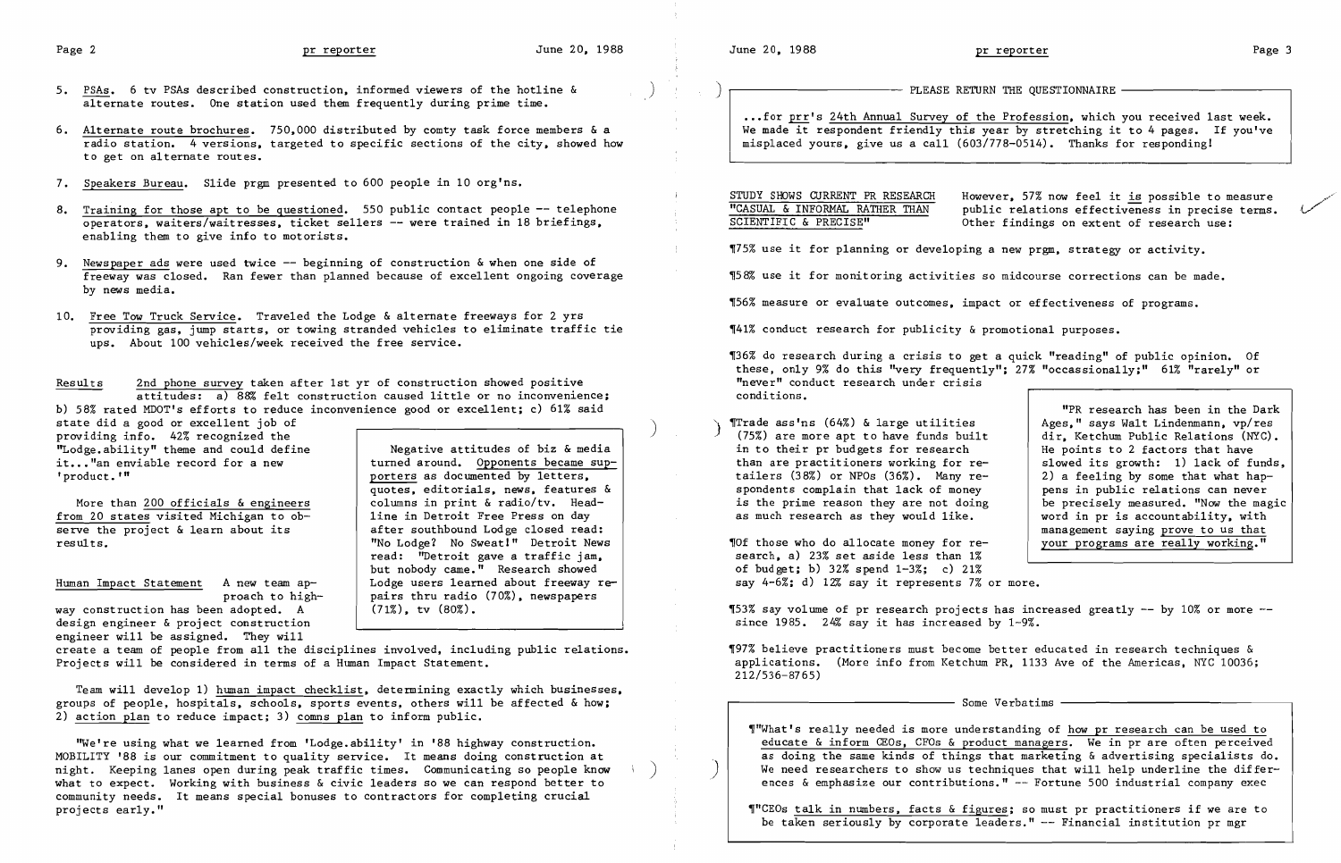5. PSAs. 6 tv PSAs described construction, informed viewers of the hotline & alternate routes. One station used them frequently during prime time.

6. Alternate route brochures. 750,000 distributed by comty task force members & a radio station. 4 versions, targeted to specific sections of the city, showed how to get on alternate routes.

7. Speakers Bureau. Slide prgm presented to 600 people in 10 org'ns.

8. Training for those apt to be questioned. 550 public contact people -- telephone operators, waiters/waitresses, ticket sellers -- were trained in 18 briefings, enabling them to give info to motorists.

9. Newspaper ads were used twice -- beginning of construction & when one side of freeway was closed. Ran fewer than planned because of excellent ongoing coverage by news media.

10. Free Tow Truck Service. Traveled the Lodge & alternate freeways for 2 yrs providing gas, jump starts, or towing stranded vehicles to eliminate traffic tie ups. About 100 vehicles/week received the free service.

Results — 2nd phone survey taken after 1st yr of construction showed positive attitudes: a) 88% felt construction caused little or no inconvenience; b) 58% rated MDOT's efforts to reduce inconvenience good or excellent; c) 61% said state did a good or excellent job of providing info. 42% recognized the "Lodge.ability" theme and could define it..."an enviable record for a new 'product.'"

More than 200 officials & engineers from 20 states visited Michigan to observe the project & learn about its results.

> Negative attitudes of biz & media turned around. Opponents became supporters as documented by letters, quotes, editorials, news, features & columns in print & radio/tv. Headline in Detroit Free Press on day after southbound Lodge closed read: "No Lodge? No Sweat!" Detroit News read: "Detroit gave a traffic jam, but nobody came." Research showed Lodge users learned about freeway repairs thru radio (70%), newspapers (71%), tv (80%).

Human Impact Statement — A new team approach to highway construction has been adopted. A design engineer & project construction engineer will be assigned. They will create a team of people from all the disciplines involved, including public relations. Projects will be considered in terms of a Human Impact Statement.

Team will develop 1) human impact checklist, determining exactly which businesses, groups of people, hospitals, schools, sports events, others will be affected & how; 2) action plan to reduce impact; 3) comns plan to inform public.

"We're using what we learned from 'Lodge.ability' in '88 highway construction. MOBILITY '88 is our commitment to quality service. It means doing construction at night. Keeping lanes open during peak traffic times. Communicating so people know what to expect. Working with business & civic leaders so we can respond better to community needs. It means special bonuses to contractors for completing crucial projects early."

---

**PLEASE RETURN THE QUESTIONNAIRE**

...for prr's 24th Annual Survey of the Profession, which you received last week. We made it respondent friendly this year by stretching it to 4 pages. If you've misplaced yours, give us a call (603/778-0514). Thanks for responding!

---

STUDY SHOWS CURRENT PR RESEARCH "CASUAL & INFORMAL RATHER THAN SCIENTIFIC & PRECISE" — However, 57% now feel it is possible to measure public relations effectiveness in precise terms. Other findings on extent of research use:

¶75% use it for planning or developing a new prgm, strategy or activity.

¶58% use it for monitoring activities so midcourse corrections can be made.

¶56% measure or evaluate outcomes, impact or effectiveness of programs.

¶41% conduct research for publicity & promotional purposes.

¶36% do research during a crisis to get a quick "reading" of public opinion. Of these, only 9% do this "very frequently"; 27% "occassionally;" 61% "rarely" or "never" conduct research under crisis conditions.

¶Trade ass'ns (64%) & large utilities (75%) are more apt to have funds built in to their pr budgets for research than are practitioners working for retailers (38%) or NPOs (36%). Many respondents complain that lack of money is the prime reason they are not doing as much research as they would like.

¶Of those who do allocate money for research, a) 23% set aside less than 1% of budget; b) 32% spend 1-3%; c) 21% say 4-6%; d) 12% say it represents 7% or more.

> "PR research has been in the Dark Ages," says Walt Lindenmann, vp/res dir, Ketchum Public Relations (NYC). He points to 2 factors that have slowed its growth: 1) lack of funds, 2) a feeling by some that what happens in public relations can never be precisely measured. "Now the magic word in pr is accountability, with management saying prove to us that your programs are really working."

¶53% say volume of pr research projects has increased greatly -- by 10% or more -- since 1985. 24% say it has increased by 1-9%.

¶97% believe practitioners must become better educated in research techniques & applications. (More info from Ketchum PR, 1133 Ave of the Americas, NYC 10036; 212/536-8765)

**Some Verbatims**

¶"What's really needed is more understanding of how pr research can be used to educate & inform CEOs, CFOs & product managers. We in pr are often perceived as doing the same kinds of things that marketing & advertising specialists do. We need researchers to show us techniques that will help underline the differences & emphasize our contributions." -- Fortune 500 industrial company exec

¶"CEOs talk in numbers, facts & figures; so must pr practitioners if we are to be taken seriously by corporate leaders." -- Financial institution pr mgr